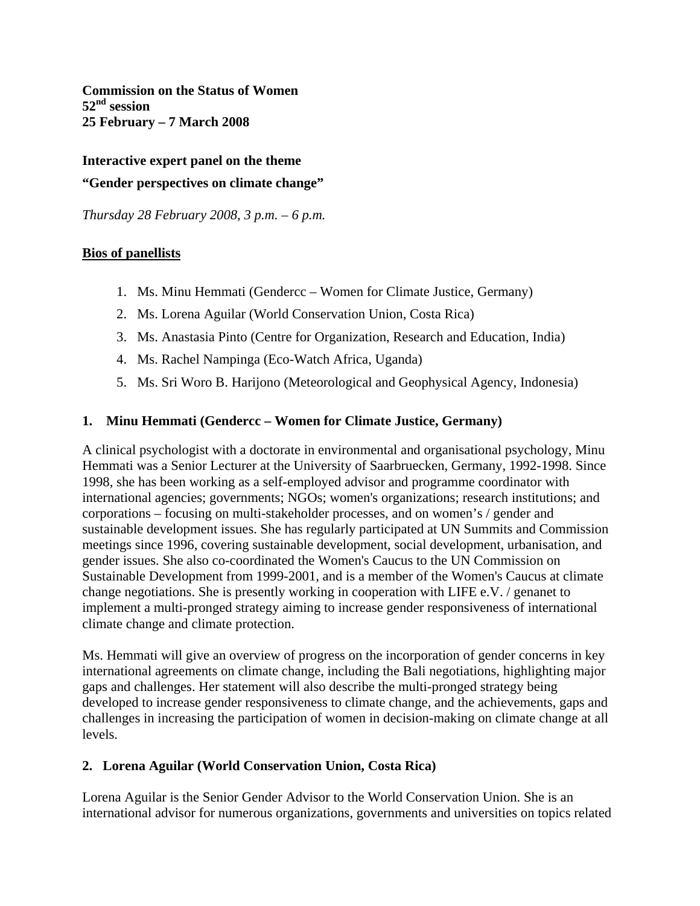**Commission on the Status of Women**
**52nd session**
**25 February – 7 March 2008**

**Interactive expert panel on the theme**

**"Gender perspectives on climate change"**

*Thursday 28 February 2008, 3 p.m. – 6 p.m.*

## Bios of panellists

1. Ms. Minu Hemmati (Gendercc – Women for Climate Justice, Germany)
2. Ms. Lorena Aguilar (World Conservation Union, Costa Rica)
3. Ms. Anastasia Pinto (Centre for Organization, Research and Education, India)
4. Ms. Rachel Nampinga (Eco-Watch Africa, Uganda)
5. Ms. Sri Woro B. Harijono (Meteorological and Geophysical Agency, Indonesia)

### 1. Minu Hemmati (Gendercc – Women for Climate Justice, Germany)

A clinical psychologist with a doctorate in environmental and organisational psychology, Minu Hemmati was a Senior Lecturer at the University of Saarbruecken, Germany, 1992-1998. Since 1998, she has been working as a self-employed advisor and programme coordinator with international agencies; governments; NGOs; women's organizations; research institutions; and corporations – focusing on multi-stakeholder processes, and on women's / gender and sustainable development issues. She has regularly participated at UN Summits and Commission meetings since 1996, covering sustainable development, social development, urbanisation, and gender issues. She also co-coordinated the Women's Caucus to the UN Commission on Sustainable Development from 1999-2001, and is a member of the Women's Caucus at climate change negotiations. She is presently working in cooperation with LIFE e.V. / genanet to implement a multi-pronged strategy aiming to increase gender responsiveness of international climate change and climate protection.

Ms. Hemmati will give an overview of progress on the incorporation of gender concerns in key international agreements on climate change, including the Bali negotiations, highlighting major gaps and challenges. Her statement will also describe the multi-pronged strategy being developed to increase gender responsiveness to climate change, and the achievements, gaps and challenges in increasing the participation of women in decision-making on climate change at all levels.

### 2. Lorena Aguilar (World Conservation Union, Costa Rica)

Lorena Aguilar is the Senior Gender Advisor to the World Conservation Union. She is an international advisor for numerous organizations, governments and universities on topics related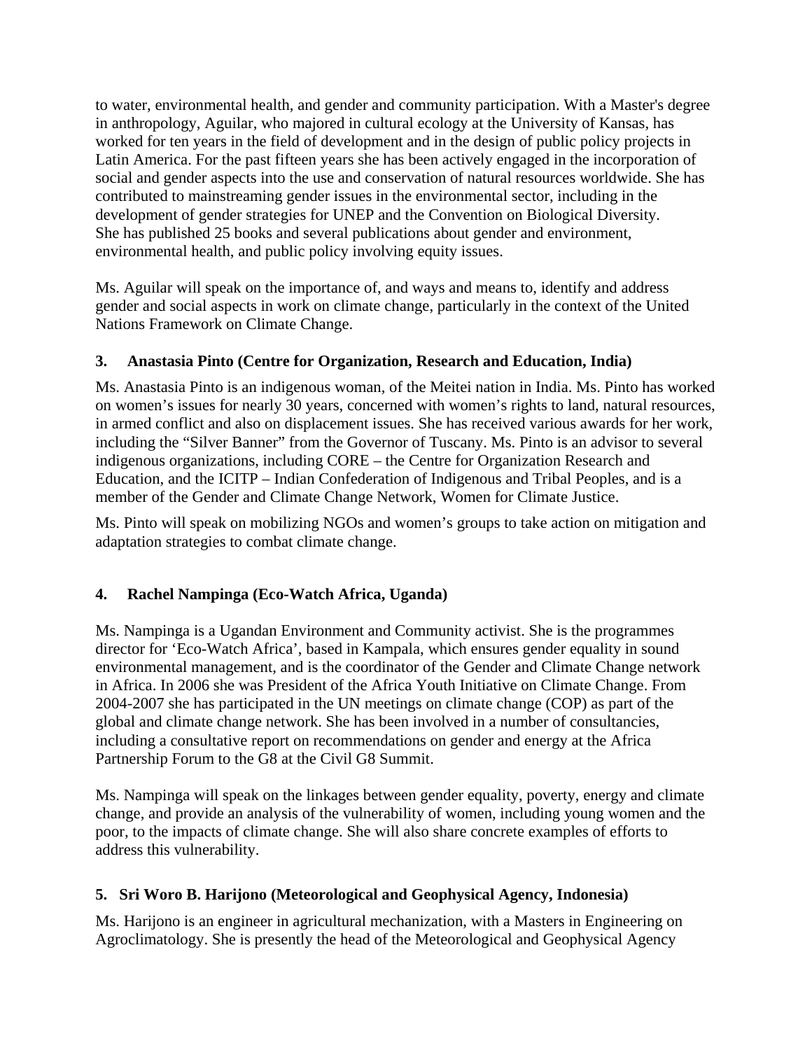to water, environmental health, and gender and community participation. With a Master's degree in anthropology, Aguilar, who majored in cultural ecology at the University of Kansas, has worked for ten years in the field of development and in the design of public policy projects in Latin America. For the past fifteen years she has been actively engaged in the incorporation of social and gender aspects into the use and conservation of natural resources worldwide. She has contributed to mainstreaming gender issues in the environmental sector, including in the development of gender strategies for UNEP and the Convention on Biological Diversity. She has published 25 books and several publications about gender and environment, environmental health, and public policy involving equity issues.

Ms. Aguilar will speak on the importance of, and ways and means to, identify and address gender and social aspects in work on climate change, particularly in the context of the United Nations Framework on Climate Change.

### 3. Anastasia Pinto (Centre for Organization, Research and Education, India)

Ms. Anastasia Pinto is an indigenous woman, of the Meitei nation in India. Ms. Pinto has worked on women's issues for nearly 30 years, concerned with women's rights to land, natural resources, in armed conflict and also on displacement issues. She has received various awards for her work, including the "Silver Banner" from the Governor of Tuscany. Ms. Pinto is an advisor to several indigenous organizations, including CORE – the Centre for Organization Research and Education, and the ICITP – Indian Confederation of Indigenous and Tribal Peoples, and is a member of the Gender and Climate Change Network, Women for Climate Justice.

Ms. Pinto will speak on mobilizing NGOs and women's groups to take action on mitigation and adaptation strategies to combat climate change.

### 4. Rachel Nampinga (Eco-Watch Africa, Uganda)

Ms. Nampinga is a Ugandan Environment and Community activist. She is the programmes director for 'Eco-Watch Africa', based in Kampala, which ensures gender equality in sound environmental management, and is the coordinator of the Gender and Climate Change network in Africa. In 2006 she was President of the Africa Youth Initiative on Climate Change. From 2004-2007 she has participated in the UN meetings on climate change (COP) as part of the global and climate change network. She has been involved in a number of consultancies, including a consultative report on recommendations on gender and energy at the Africa Partnership Forum to the G8 at the Civil G8 Summit.

Ms. Nampinga will speak on the linkages between gender equality, poverty, energy and climate change, and provide an analysis of the vulnerability of women, including young women and the poor, to the impacts of climate change. She will also share concrete examples of efforts to address this vulnerability.

### 5. Sri Woro B. Harijono (Meteorological and Geophysical Agency, Indonesia)

Ms. Harijono is an engineer in agricultural mechanization, with a Masters in Engineering on Agroclimatology. She is presently the head of the Meteorological and Geophysical Agency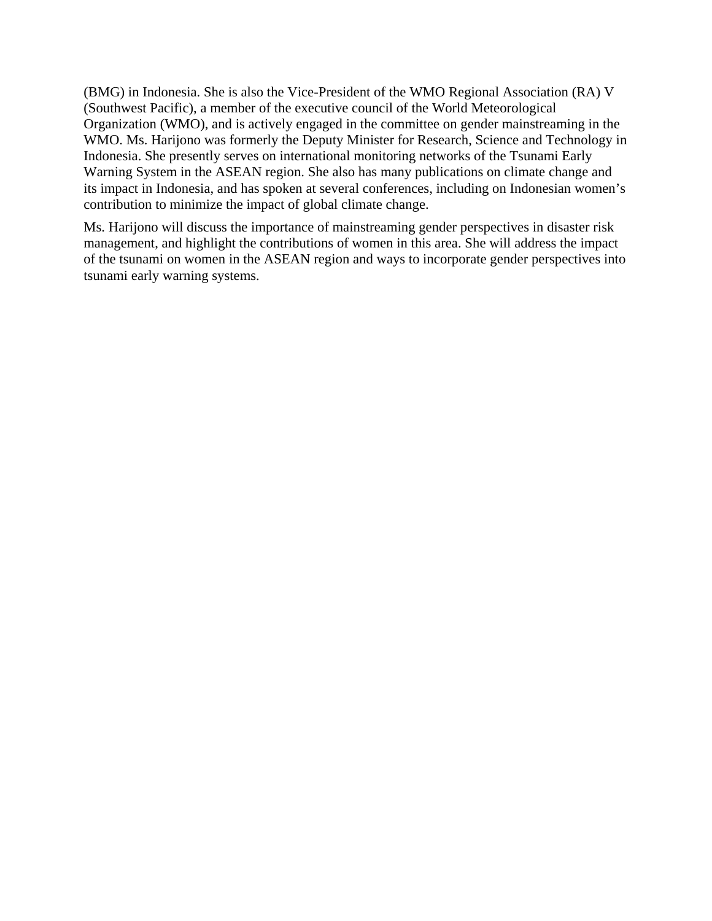(BMG) in Indonesia. She is also the Vice-President of the WMO Regional Association (RA) V (Southwest Pacific), a member of the executive council of the World Meteorological Organization (WMO), and is actively engaged in the committee on gender mainstreaming in the WMO. Ms. Harijono was formerly the Deputy Minister for Research, Science and Technology in Indonesia. She presently serves on international monitoring networks of the Tsunami Early Warning System in the ASEAN region. She also has many publications on climate change and its impact in Indonesia, and has spoken at several conferences, including on Indonesian women's contribution to minimize the impact of global climate change.

Ms. Harijono will discuss the importance of mainstreaming gender perspectives in disaster risk management, and highlight the contributions of women in this area. She will address the impact of the tsunami on women in the ASEAN region and ways to incorporate gender perspectives into tsunami early warning systems.